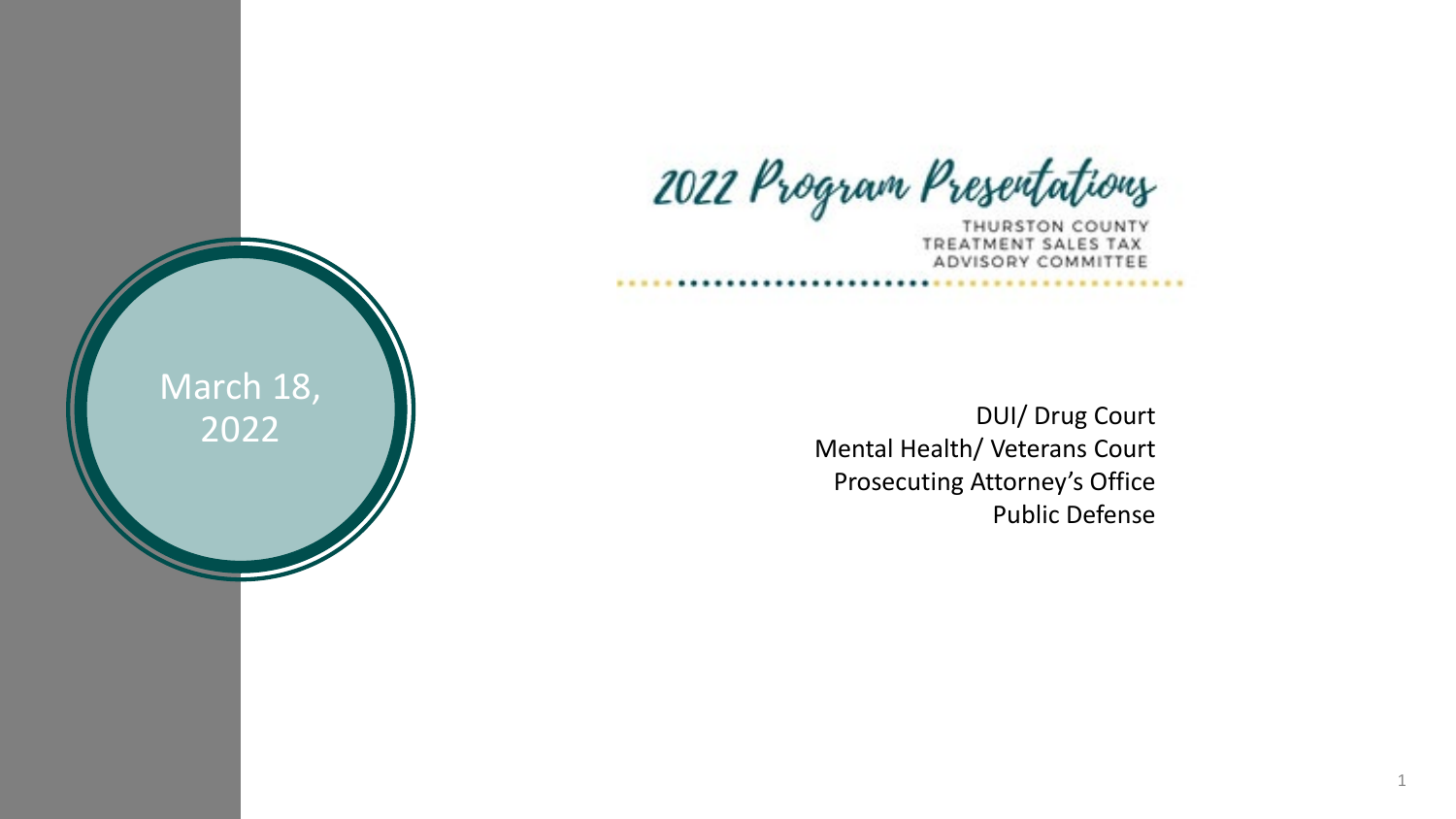# 2022 Program Presentations

THURSTON COUNTY
TREATMENT SALES TAX
ADVISORY COMMITTEE

March 18, 2022

DUI/ Drug Court
Mental Health/ Veterans Court
Prosecuting Attorney's Office
Public Defense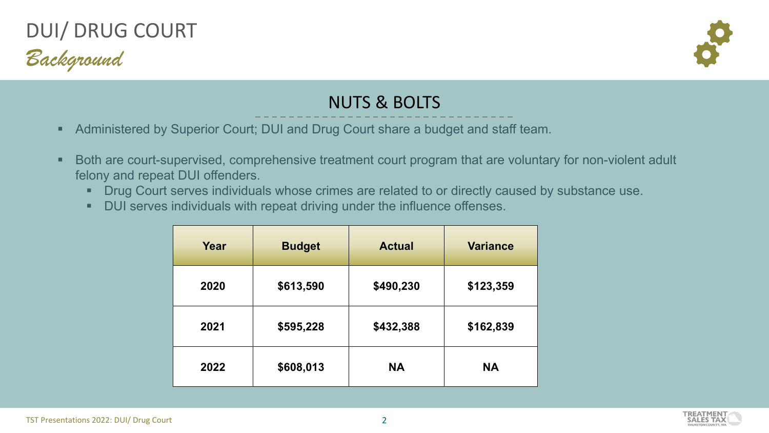# DUI/ DRUG COURT

## *Background*

### NUTS & BOLTS

- Administered by Superior Court; DUI and Drug Court share a budget and staff team.
- Both are court-supervised, comprehensive treatment court program that are voluntary for non-violent adult felony and repeat DUI offenders.
  - Drug Court serves individuals whose crimes are related to or directly caused by substance use.
  - DUI serves individuals with repeat driving under the influence offenses.

| Year | Budget | Actual | Variance |
| --- | --- | --- | --- |
| 2020 | $613,590 | $490,230 | $123,359 |
| 2021 | $595,228 | $432,388 | $162,839 |
| 2022 | $608,013 | NA | NA |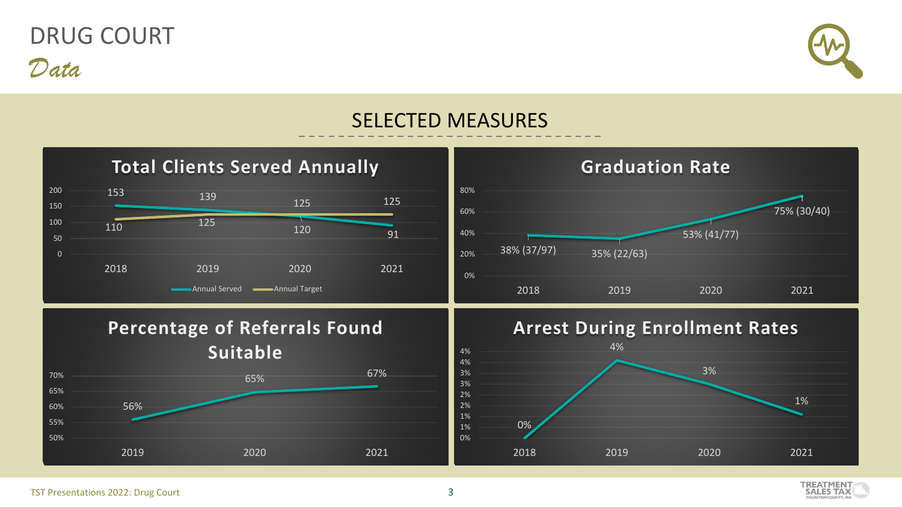# DRUG COURT

*Data*

## SELECTED MEASURES

### Total Clients Served Annually

200
150
100
50
0

153
139
125
125
110
125
120
91

2018
2019
2020
2021

Annual Served
Annual Target

### Graduation Rate

80%
60%
40%
20%
0%

38% (37/97)
35% (22/63)
53% (41/77)
75% (30/40)

2018
2019
2020
2021

### Percentage of Referrals Found Suitable

70%
65%
60%
55%
50%

56%
65%
67%

2019
2020
2021

### Arrest During Enrollment Rates

4%
4%
3%
3%
2%
2%
1%
1%
0%

0%
4%
3%
1%

2018
2019
2020
2021

TST Presentations 2022: Drug Court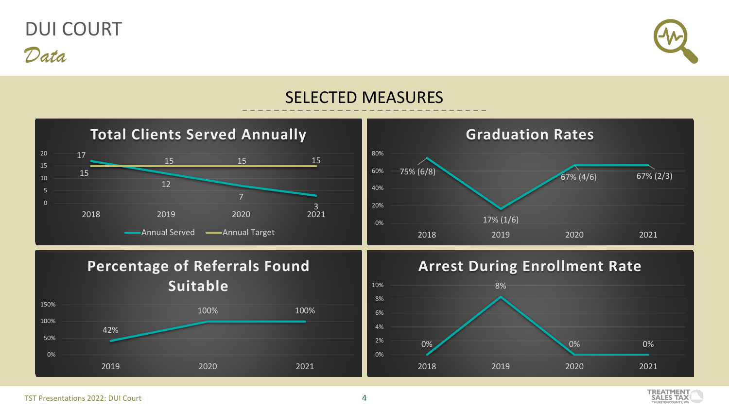# DUI COURT

*Data*

## SELECTED MEASURES

### Total Clients Served Annually

20
15
10
5
0

17
15
15
15
15
12
7
3

2018
2019
2020
2021

Annual Served
Annual Target

### Graduation Rates

80%
60%
40%
20%
0%

75% (6/8)
17% (1/6)
67% (4/6)
67% (2/3)

2018
2019
2020
2021

### Percentage of Referrals Found Suitable

150%
100%
50%
0%

42%
100%
100%

2019
2020
2021

### Arrest During Enrollment Rate

10%
8%
6%
4%
2%
0%

0%
8%
0%
0%

2018
2019
2020
2021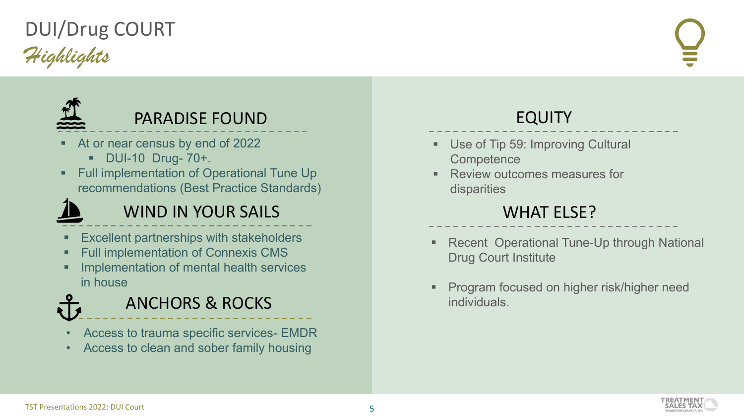# DUI/Drug COURT

*Highlights*

## PARADISE FOUND

- At or near census by end of 2022
  - DUI-10  Drug- 70+.
- Full implementation of Operational Tune Up recommendations (Best Practice Standards)

## WIND IN YOUR SAILS

- Excellent partnerships with stakeholders
- Full implementation of Connexis CMS
- Implementation of mental health services in house

## ANCHORS & ROCKS

- Access to trauma specific services- EMDR
- Access to clean and sober family housing

## EQUITY

- Use of Tip 59: Improving Cultural Competence
- Review outcomes measures for disparities

## WHAT ELSE?

- Recent  Operational Tune-Up through National Drug Court Institute
- Program focused on higher risk/higher need individuals.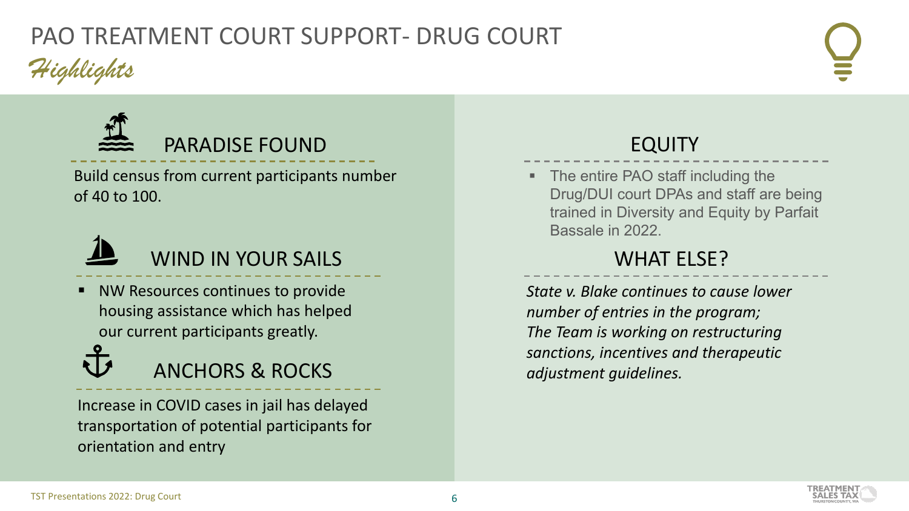# PAO TREATMENT COURT SUPPORT- DRUG COURT

## *Highlights*

### PARADISE FOUND

Build census from current participants number of 40 to 100.

### WIND IN YOUR SAILS

- NW Resources continues to provide housing assistance which has helped our current participants greatly.

### ANCHORS & ROCKS

Increase in COVID cases in jail has delayed transportation of potential participants for orientation and entry

### EQUITY

- The entire PAO staff including the Drug/DUI court DPAs and staff are being trained in Diversity and Equity by Parfait Bassale in 2022.

### WHAT ELSE?

*State v. Blake continues to cause lower number of entries in the program;*
*The Team is working on restructuring sanctions, incentives and therapeutic adjustment guidelines.*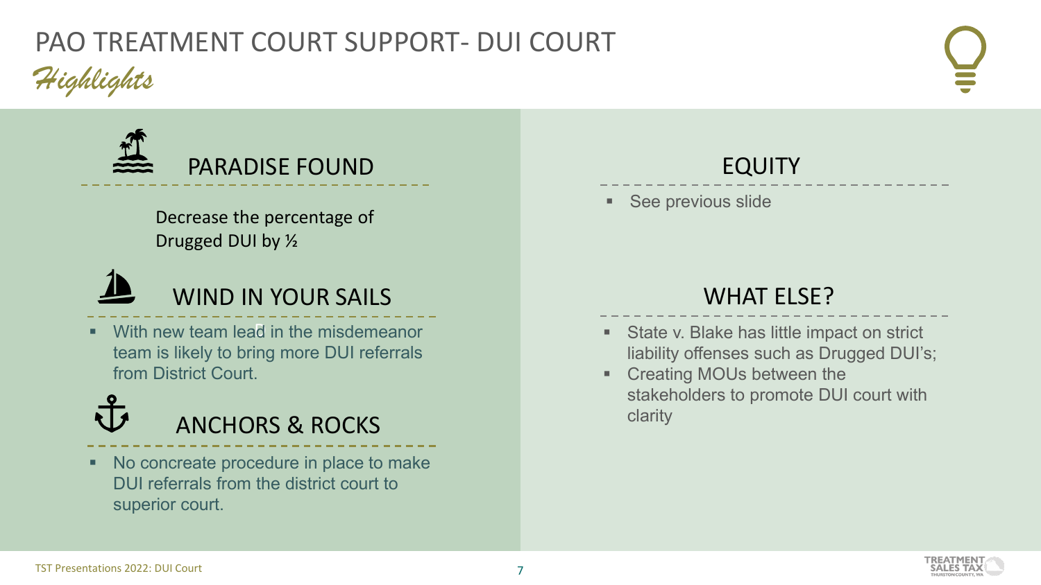# PAO TREATMENT COURT SUPPORT- DUI COURT

*Highlights*

## PARADISE FOUND

Decrease the percentage of Drugged DUI by ½

## WIND IN YOUR SAILS

- With new team lead in the misdemeanor team is likely to bring more DUI referrals from District Court.

## ANCHORS & ROCKS

- No concrete procedure in place to make DUI referrals from the district court to superior court.

## EQUITY

- See previous slide

## WHAT ELSE?

- State v. Blake has little impact on strict liability offenses such as Drugged DUI's;
- Creating MOUs between the stakeholders to promote DUI court with clarity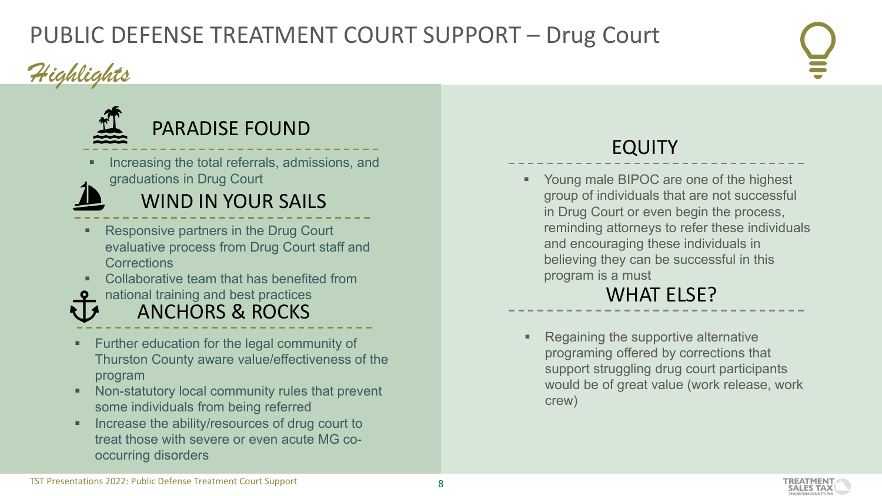# PUBLIC DEFENSE TREATMENT COURT SUPPORT – Drug Court

*Highlights*

## PARADISE FOUND

- Increasing the total referrals, admissions, and graduations in Drug Court

## WIND IN YOUR SAILS

- Responsive partners in the Drug Court evaluative process from Drug Court staff and Corrections
- Collaborative team that has benefited from national training and best practices

## ANCHORS & ROCKS

- Further education for the legal community of Thurston County aware value/effectiveness of the program
- Non-statutory local community rules that prevent some individuals from being referred
- Increase the ability/resources of drug court to treat those with severe or even acute MG co-occurring disorders

## EQUITY

- Young male BIPOC are one of the highest group of individuals that are not successful in Drug Court or even begin the process, reminding attorneys to refer these individuals and encouraging these individuals in believing they can be successful in this program is a must

## WHAT ELSE?

- Regaining the supportive alternative programing offered by corrections that support struggling drug court participants would be of great value (work release, work crew)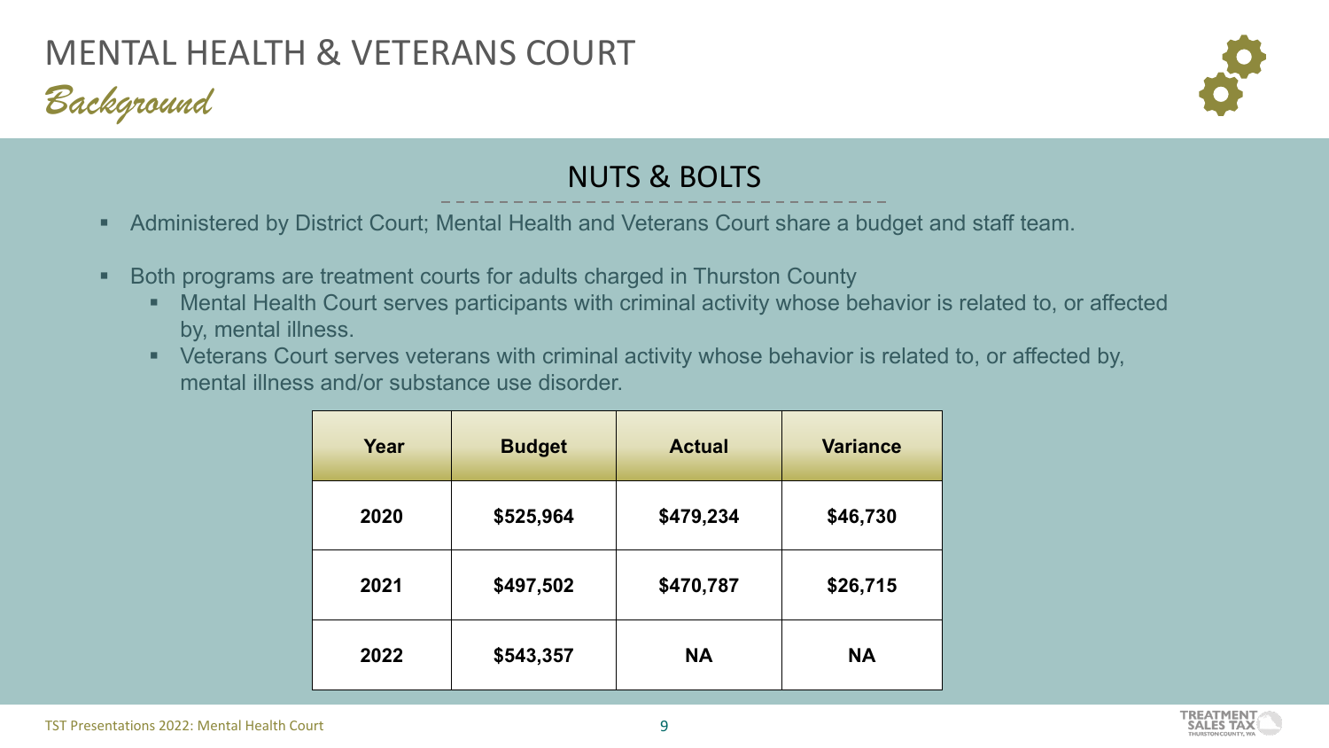# MENTAL HEALTH & VETERANS COURT

## *Background*

### NUTS & BOLTS

- Administered by District Court; Mental Health and Veterans Court share a budget and staff team.
- Both programs are treatment courts for adults charged in Thurston County
  - Mental Health Court serves participants with criminal activity whose behavior is related to, or affected by, mental illness.
  - Veterans Court serves veterans with criminal activity whose behavior is related to, or affected by, mental illness and/or substance use disorder.

| Year | Budget | Actual | Variance |
|---|---|---|---|
| 2020 | $525,964 | $479,234 | $46,730 |
| 2021 | $497,502 | $470,787 | $26,715 |
| 2022 | $543,357 | NA | NA |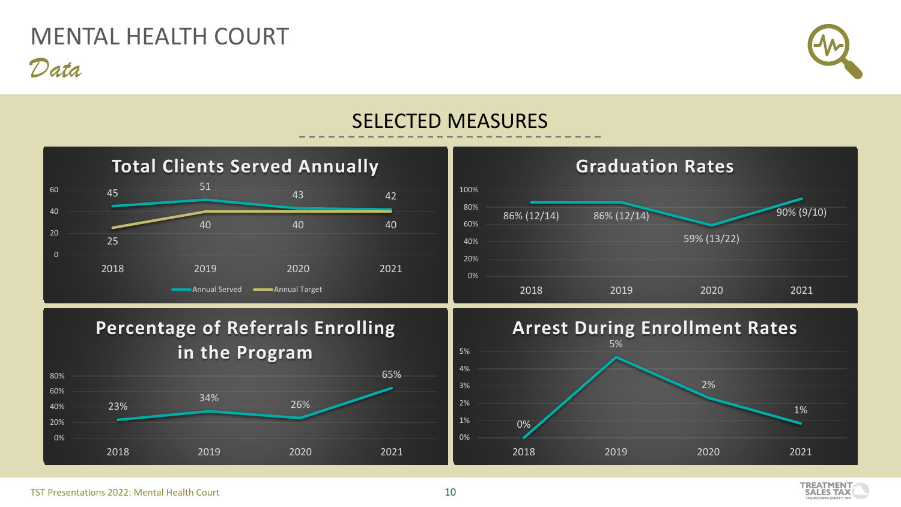# MENTAL HEALTH COURT

*Data*

## SELECTED MEASURES

### Total Clients Served Annually

60
40
20
0

45
51
43
42
25
40
40
40

2018
2019
2020
2021

Annual Served
Annual Target

### Graduation Rates

100%
80%
60%
40%
20%
0%

86% (12/14)
86% (12/14)
59% (13/22)
90% (9/10)

2018
2019
2020
2021

### Percentage of Referrals Enrolling in the Program

80%
60%
40%
20%
0%

23%
34%
26%
65%

2018
2019
2020
2021

### Arrest During Enrollment Rates

5%
4%
3%
2%
1%
0%

0%
5%
2%
1%

2018
2019
2020
2021

TST Presentations 2022: Mental Health Court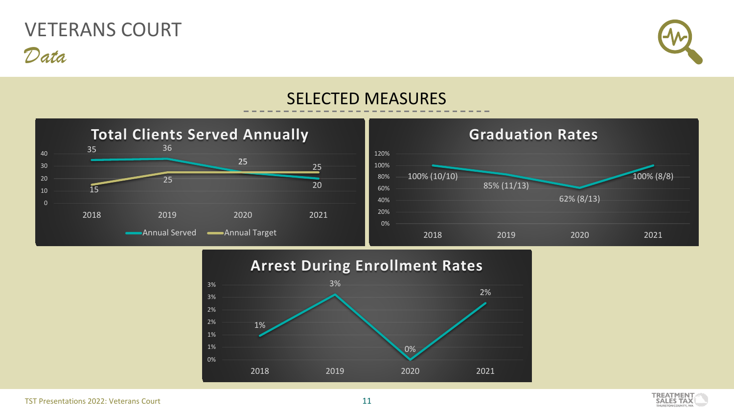# VETERANS COURT

*Data*

## SELECTED MEASURES

### Total Clients Served Annually

40
30
20
10
0

35
36
25
25
15
25
20

2018
2019
2020
2021

Annual Served
Annual Target

### Graduation Rates

120%
100%
80%
60%
40%
20%
0%

100% (10/10)
85% (11/13)
62% (8/13)
100% (8/8)

2018
2019
2020
2021

### Arrest During Enrollment Rates

3%
3%
2%
2%
1%
1%
0%

1%
3%
0%
2%

2018
2019
2020
2021

TST Presentations 2022: Veterans Court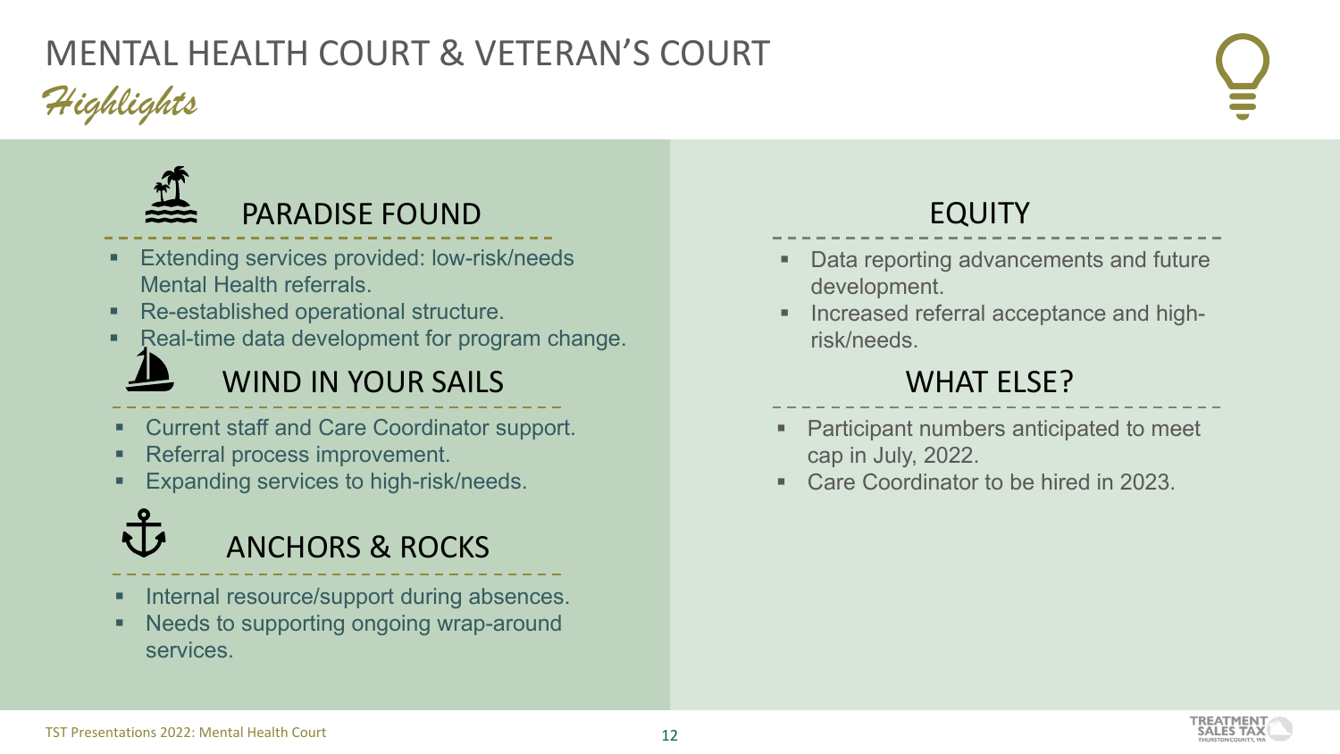# MENTAL HEALTH COURT & VETERAN'S COURT

*Highlights*

## PARADISE FOUND

- Extending services provided: low-risk/needs Mental Health referrals.
- Re-established operational structure.
- Real-time data development for program change.

## WIND IN YOUR SAILS

- Current staff and Care Coordinator support.
- Referral process improvement.
- Expanding services to high-risk/needs.

## ANCHORS & ROCKS

- Internal resource/support during absences.
- Needs to supporting ongoing wrap-around services.

## EQUITY

- Data reporting advancements and future development.
- Increased referral acceptance and high-risk/needs.

## WHAT ELSE?

- Participant numbers anticipated to meet cap in July, 2022.
- Care Coordinator to be hired in 2023.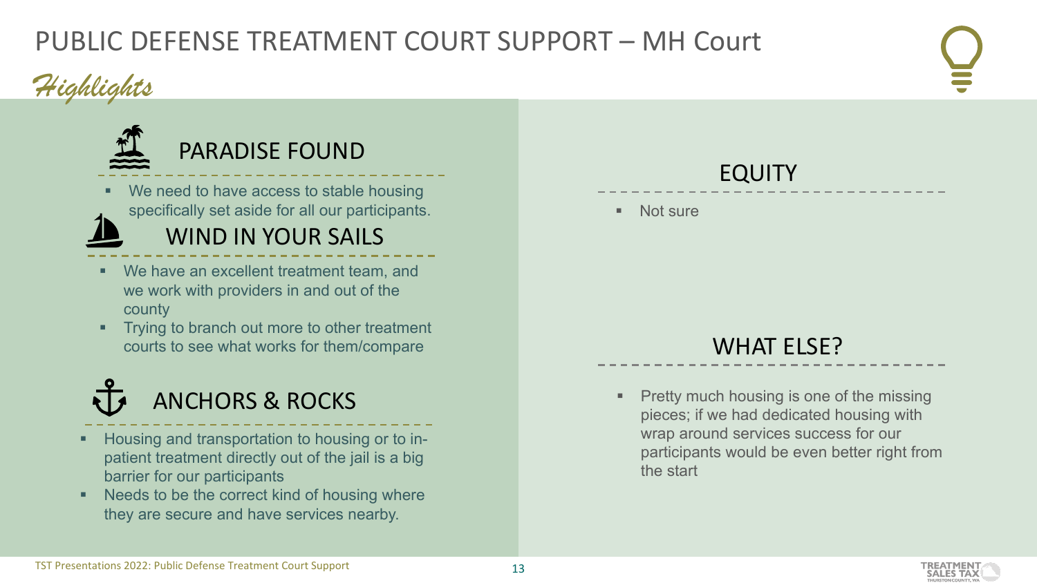# PUBLIC DEFENSE TREATMENT COURT SUPPORT – MH Court

## *Highlights*

### PARADISE FOUND

- We need to have access to stable housing specifically set aside for all our participants.

### WIND IN YOUR SAILS

- We have an excellent treatment team, and we work with providers in and out of the county
- Trying to branch out more to other treatment courts to see what works for them/compare

### ANCHORS & ROCKS

- Housing and transportation to housing or to in-patient treatment directly out of the jail is a big barrier for our participants
- Needs to be the correct kind of housing where they are secure and have services nearby.

### EQUITY

- Not sure

### WHAT ELSE?

- Pretty much housing is one of the missing pieces; if we had dedicated housing with wrap around services success for our participants would be even better right from the start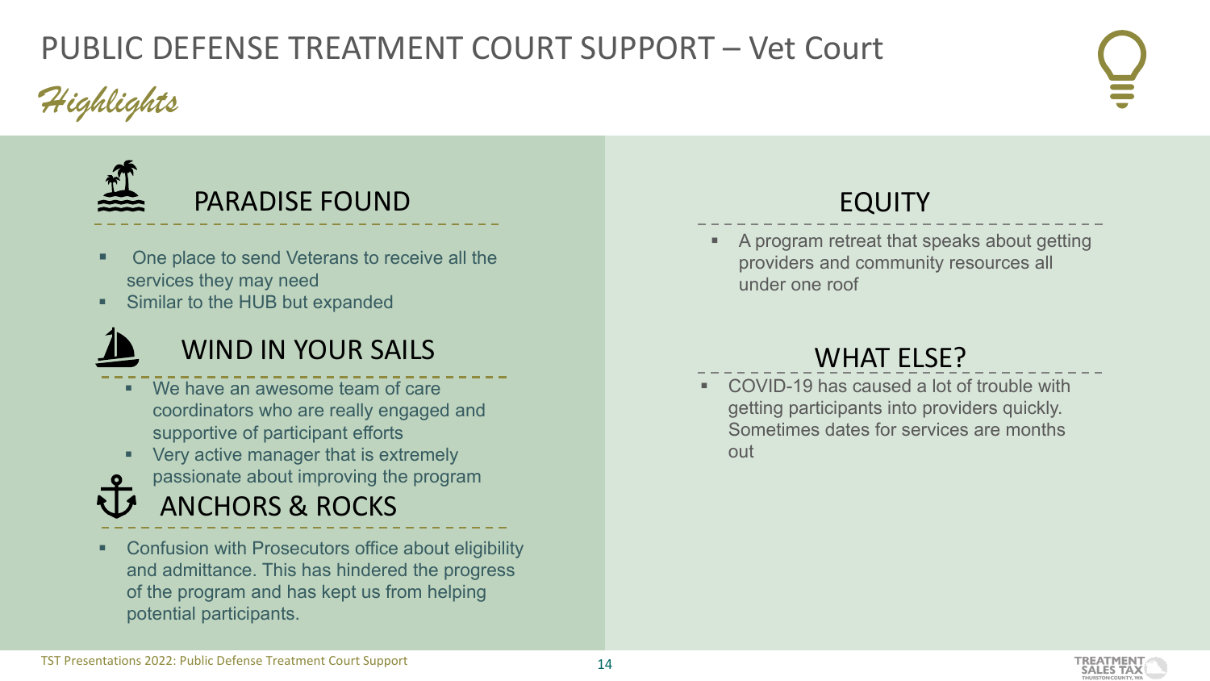# PUBLIC DEFENSE TREATMENT COURT SUPPORT – Vet Court

## *Highlights*

### PARADISE FOUND

- One place to send Veterans to receive all the services they may need
- Similar to the HUB but expanded

### WIND IN YOUR SAILS

- We have an awesome team of care coordinators who are really engaged and supportive of participant efforts
- Very active manager that is extremely passionate about improving the program

### ANCHORS & ROCKS

- Confusion with Prosecutors office about eligibility and admittance. This has hindered the progress of the program and has kept us from helping potential participants.

### EQUITY

- A program retreat that speaks about getting providers and community resources all under one roof

### WHAT ELSE?

- COVID-19 has caused a lot of trouble with getting participants into providers quickly. Sometimes dates for services are months out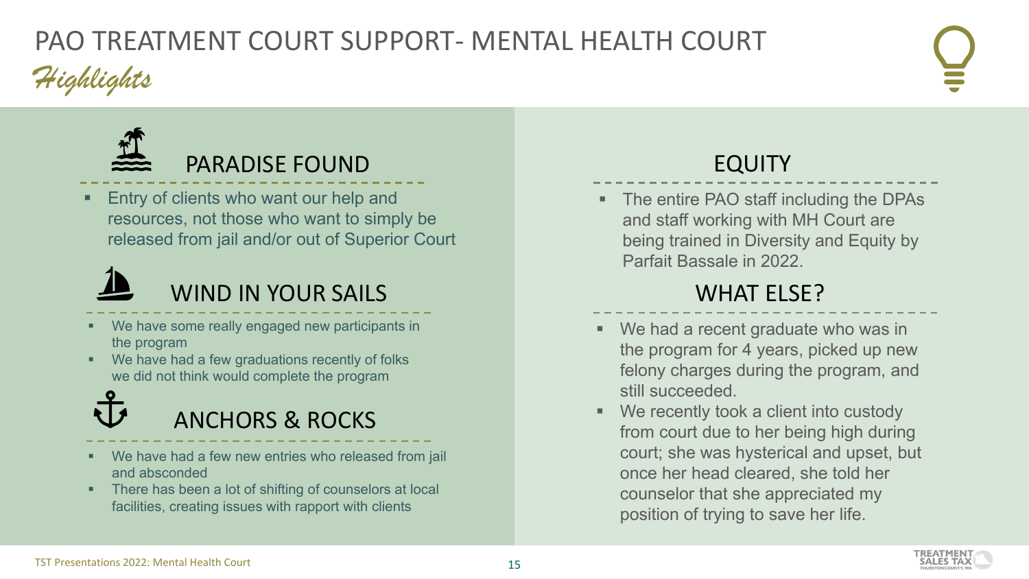# PAO TREATMENT COURT SUPPORT- MENTAL HEALTH COURT

*Highlights*

## PARADISE FOUND

- Entry of clients who want our help and resources, not those who want to simply be released from jail and/or out of Superior Court

## WIND IN YOUR SAILS

- We have some really engaged new participants in the program
- We have had a few graduations recently of folks we did not think would complete the program

## ANCHORS & ROCKS

- We have had a few new entries who released from jail and absconded
- There has been a lot of shifting of counselors at local facilities, creating issues with rapport with clients

## EQUITY

- The entire PAO staff including the DPAs and staff working with MH Court are being trained in Diversity and Equity by Parfait Bassale in 2022.

## WHAT ELSE?

- We had a recent graduate who was in the program for 4 years, picked up new felony charges during the program, and still succeeded.
- We recently took a client into custody from court due to her being high during court; she was hysterical and upset, but once her head cleared, she told her counselor that she appreciated my position of trying to save her life.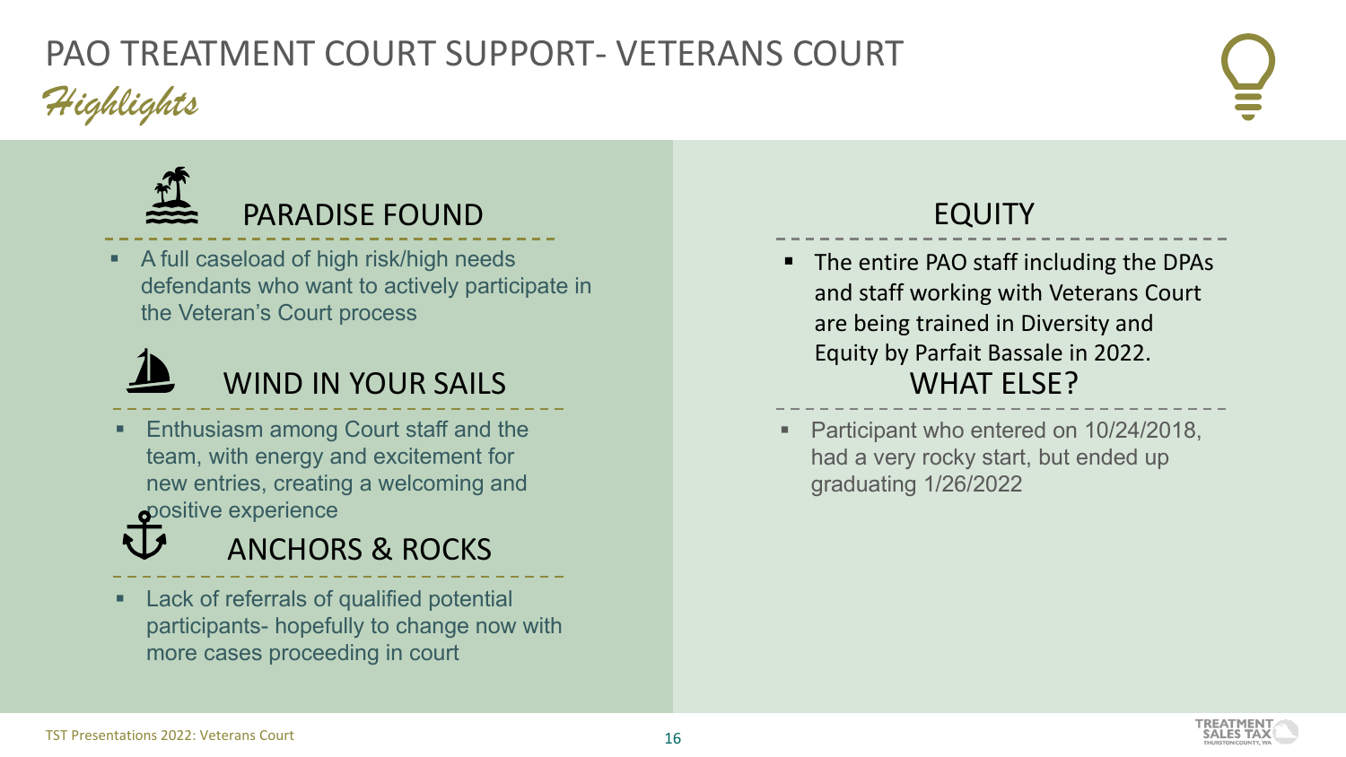# PAO TREATMENT COURT SUPPORT- VETERANS COURT

*Highlights*

## PARADISE FOUND

- A full caseload of high risk/high needs defendants who want to actively participate in the Veteran's Court process

## WIND IN YOUR SAILS

- Enthusiasm among Court staff and the team, with energy and excitement for new entries, creating a welcoming and positive experience

## ANCHORS & ROCKS

- Lack of referrals of qualified potential participants- hopefully to change now with more cases proceeding in court

## EQUITY

- The entire PAO staff including the DPAs and staff working with Veterans Court are being trained in Diversity and Equity by Parfait Bassale in 2022.

## WHAT ELSE?

- Participant who entered on 10/24/2018, had a very rocky start, but ended up graduating 1/26/2022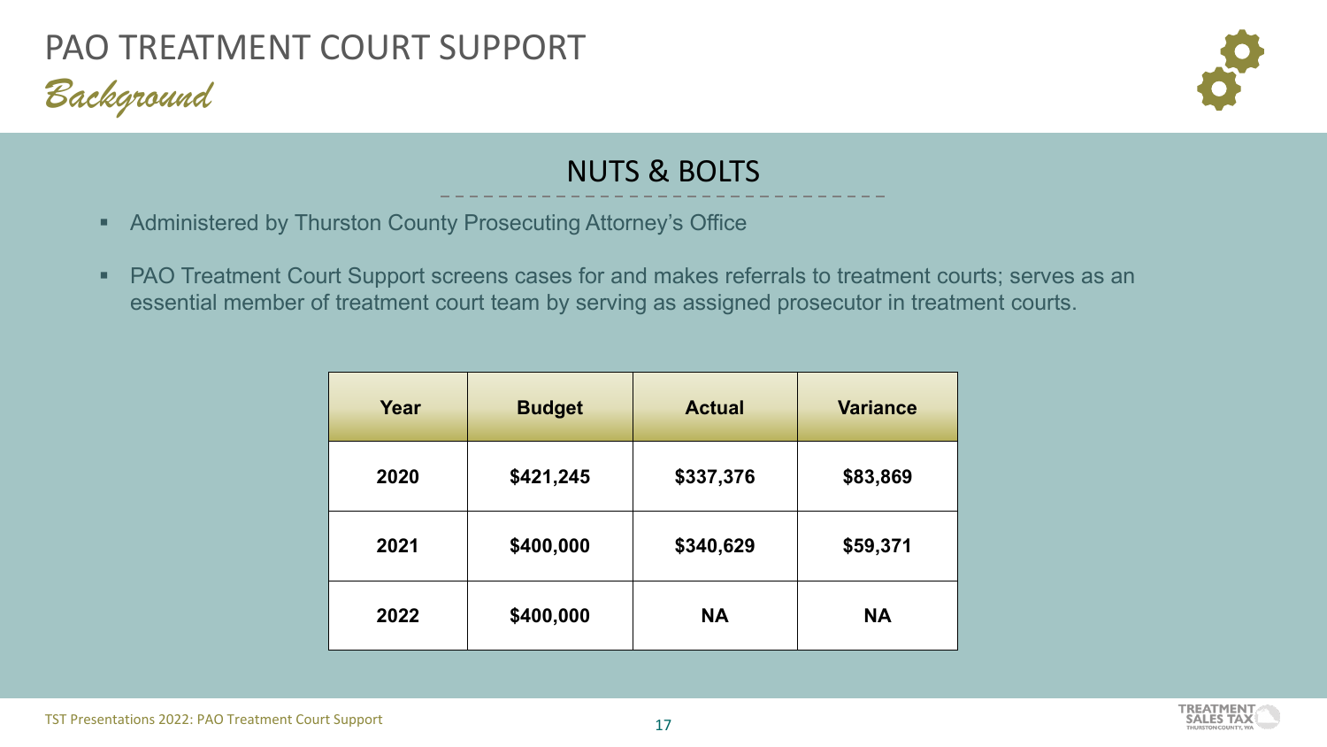# PAO TREATMENT COURT SUPPORT

## *Background*

### NUTS & BOLTS

- Administered by Thurston County Prosecuting Attorney's Office
- PAO Treatment Court Support screens cases for and makes referrals to treatment courts; serves as an essential member of treatment court team by serving as assigned prosecutor in treatment courts.

| Year | Budget | Actual | Variance |
|---|---|---|---|
| 2020 | $421,245 | $337,376 | $83,869 |
| 2021 | $400,000 | $340,629 | $59,371 |
| 2022 | $400,000 | NA | NA |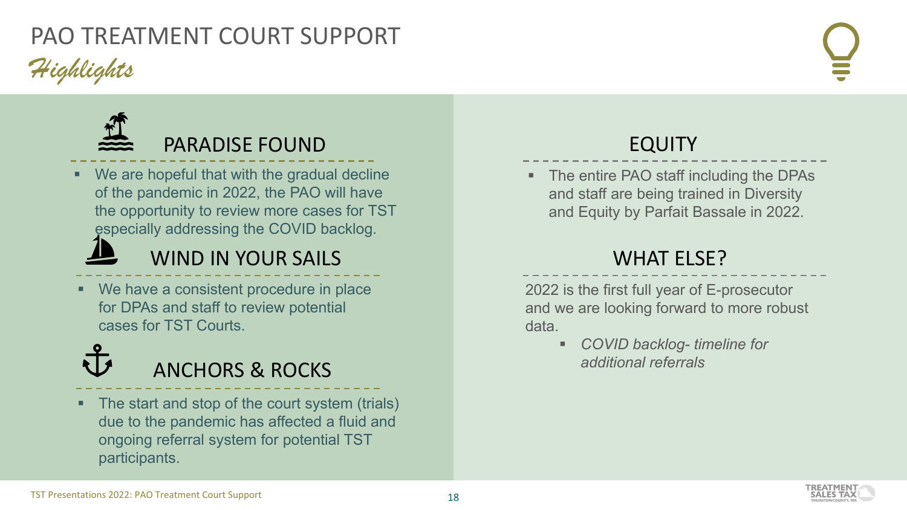# PAO TREATMENT COURT SUPPORT

## *Highlights*

### PARADISE FOUND

- We are hopeful that with the gradual decline of the pandemic in 2022, the PAO will have the opportunity to review more cases for TST especially addressing the COVID backlog.

### WIND IN YOUR SAILS

- We have a consistent procedure in place for DPAs and staff to review potential cases for TST Courts.

### ANCHORS & ROCKS

- The start and stop of the court system (trials) due to the pandemic has affected a fluid and ongoing referral system for potential TST participants.

### EQUITY

- The entire PAO staff including the DPAs and staff are being trained in Diversity and Equity by Parfait Bassale in 2022.

### WHAT ELSE?

2022 is the first full year of E-prosecutor and we are looking forward to more robust data.

- *COVID backlog- timeline for additional referrals*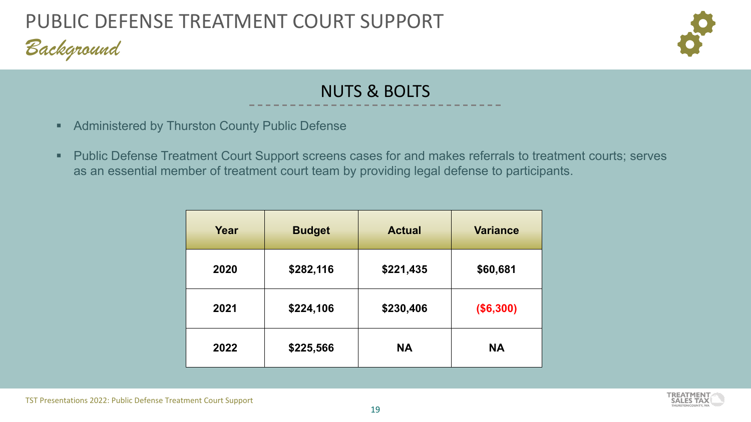# PUBLIC DEFENSE TREATMENT COURT SUPPORT

## *Background*

### NUTS & BOLTS

- Administered by Thurston County Public Defense
- Public Defense Treatment Court Support screens cases for and makes referrals to treatment courts; serves as an essential member of treatment court team by providing legal defense to participants.

| Year | Budget | Actual | Variance |
|---|---|---|---|
| 2020 | $282,116 | $221,435 | $60,681 |
| 2021 | $224,106 | $230,406 | ($6,300) |
| 2022 | $225,566 | NA | NA |